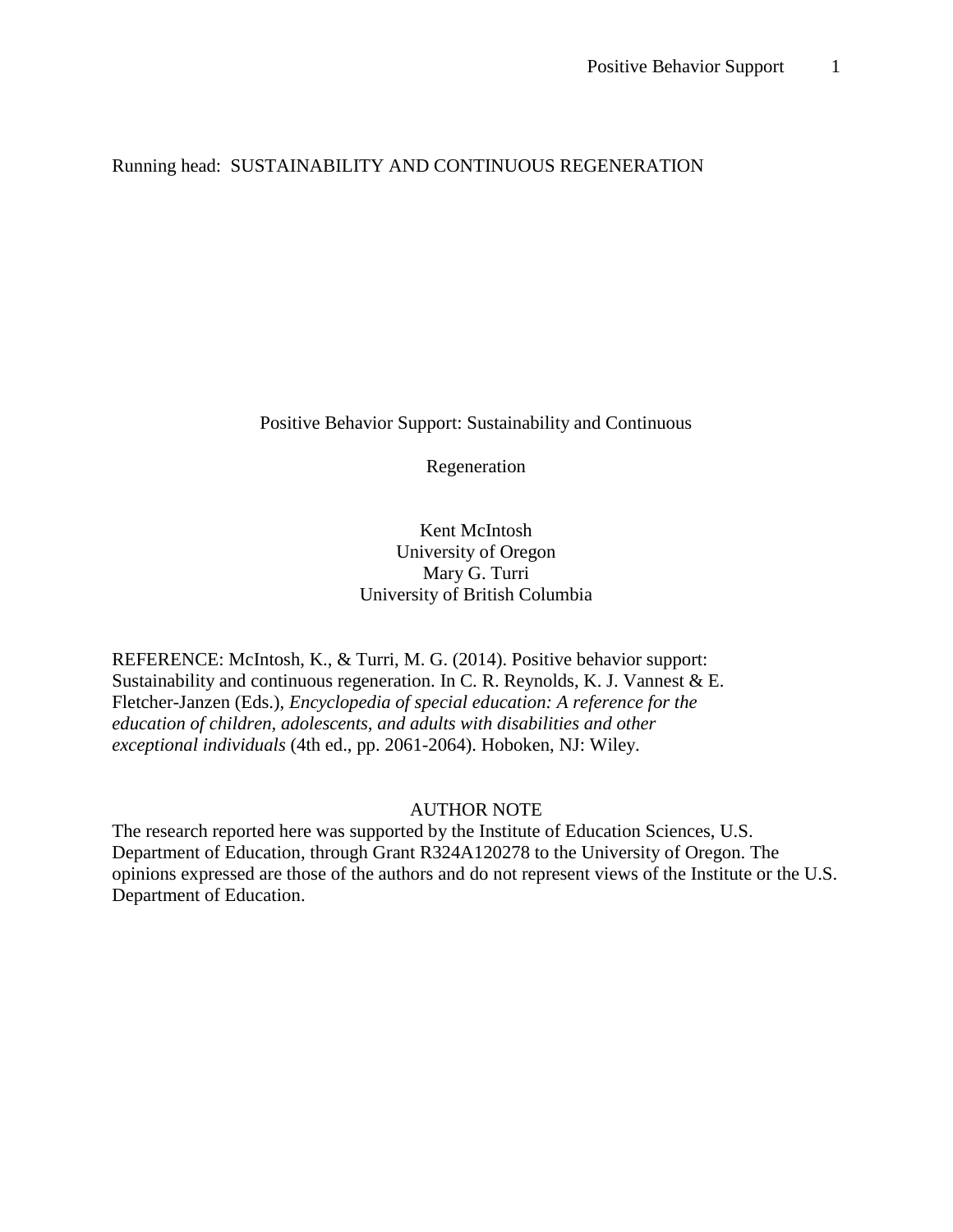Running head: SUSTAINABILITY AND CONTINUOUS REGENERATION

# Positive Behavior Support: Sustainability and Continuous Regeneration

Kent McIntosh
University of Oregon
Mary G. Turri
University of British Columbia

REFERENCE: McIntosh, K., & Turri, M. G. (2014). Positive behavior support: Sustainability and continuous regeneration. In C. R. Reynolds, K. J. Vannest & E. Fletcher-Janzen (Eds.), *Encyclopedia of special education: A reference for the education of children, adolescents, and adults with disabilities and other exceptional individuals* (4th ed., pp. 2061-2064). Hoboken, NJ: Wiley.

## AUTHOR NOTE

The research reported here was supported by the Institute of Education Sciences, U.S. Department of Education, through Grant R324A120278 to the University of Oregon. The opinions expressed are those of the authors and do not represent views of the Institute or the U.S. Department of Education.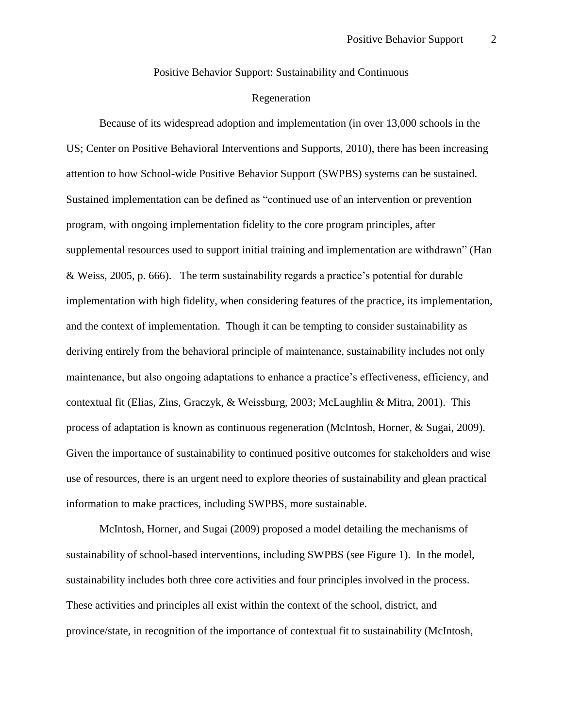# Positive Behavior Support: Sustainability and Continuous Regeneration

Because of its widespread adoption and implementation (in over 13,000 schools in the US; Center on Positive Behavioral Interventions and Supports, 2010), there has been increasing attention to how School-wide Positive Behavior Support (SWPBS) systems can be sustained. Sustained implementation can be defined as "continued use of an intervention or prevention program, with ongoing implementation fidelity to the core program principles, after supplemental resources used to support initial training and implementation are withdrawn" (Han & Weiss, 2005, p. 666). The term sustainability regards a practice's potential for durable implementation with high fidelity, when considering features of the practice, its implementation, and the context of implementation. Though it can be tempting to consider sustainability as deriving entirely from the behavioral principle of maintenance, sustainability includes not only maintenance, but also ongoing adaptations to enhance a practice's effectiveness, efficiency, and contextual fit (Elias, Zins, Graczyk, & Weissburg, 2003; McLaughlin & Mitra, 2001). This process of adaptation is known as continuous regeneration (McIntosh, Horner, & Sugai, 2009). Given the importance of sustainability to continued positive outcomes for stakeholders and wise use of resources, there is an urgent need to explore theories of sustainability and glean practical information to make practices, including SWPBS, more sustainable.

McIntosh, Horner, and Sugai (2009) proposed a model detailing the mechanisms of sustainability of school-based interventions, including SWPBS (see Figure 1). In the model, sustainability includes both three core activities and four principles involved in the process. These activities and principles all exist within the context of the school, district, and province/state, in recognition of the importance of contextual fit to sustainability (McIntosh,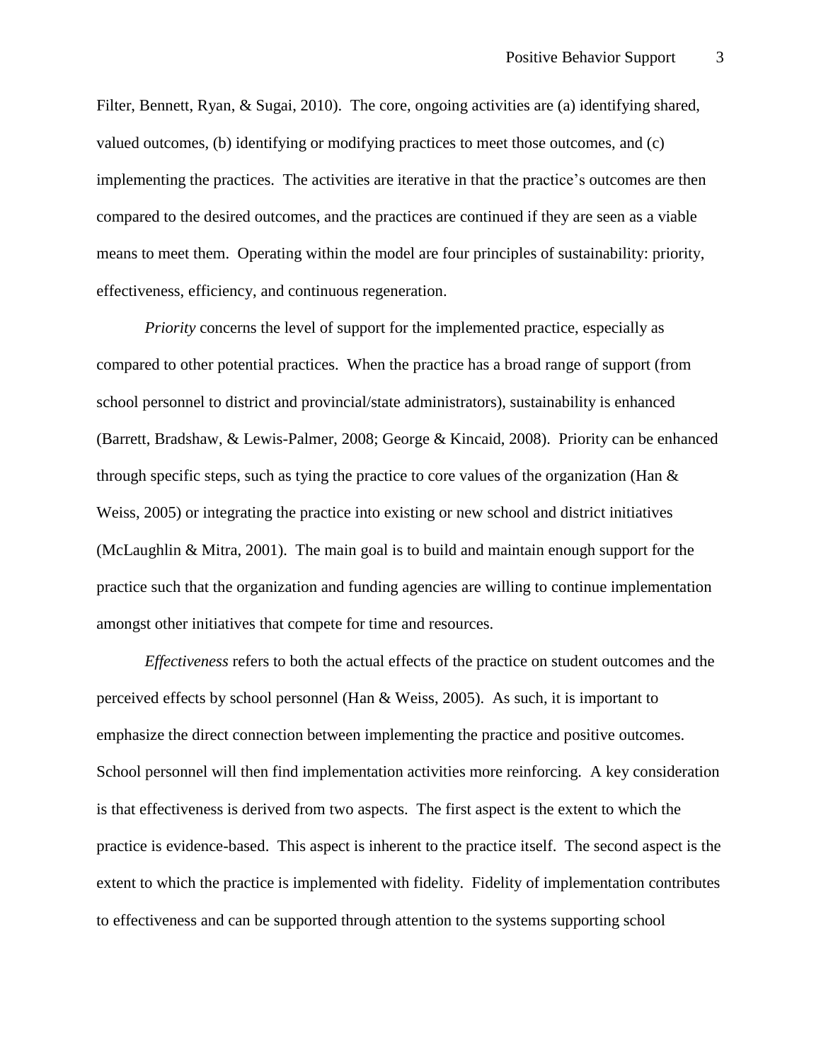Filter, Bennett, Ryan, & Sugai, 2010). The core, ongoing activities are (a) identifying shared, valued outcomes, (b) identifying or modifying practices to meet those outcomes, and (c) implementing the practices. The activities are iterative in that the practice's outcomes are then compared to the desired outcomes, and the practices are continued if they are seen as a viable means to meet them. Operating within the model are four principles of sustainability: priority, effectiveness, efficiency, and continuous regeneration.

*Priority* concerns the level of support for the implemented practice, especially as compared to other potential practices. When the practice has a broad range of support (from school personnel to district and provincial/state administrators), sustainability is enhanced (Barrett, Bradshaw, & Lewis-Palmer, 2008; George & Kincaid, 2008). Priority can be enhanced through specific steps, such as tying the practice to core values of the organization (Han & Weiss, 2005) or integrating the practice into existing or new school and district initiatives (McLaughlin & Mitra, 2001). The main goal is to build and maintain enough support for the practice such that the organization and funding agencies are willing to continue implementation amongst other initiatives that compete for time and resources.

*Effectiveness* refers to both the actual effects of the practice on student outcomes and the perceived effects by school personnel (Han & Weiss, 2005). As such, it is important to emphasize the direct connection between implementing the practice and positive outcomes. School personnel will then find implementation activities more reinforcing. A key consideration is that effectiveness is derived from two aspects. The first aspect is the extent to which the practice is evidence-based. This aspect is inherent to the practice itself. The second aspect is the extent to which the practice is implemented with fidelity. Fidelity of implementation contributes to effectiveness and can be supported through attention to the systems supporting school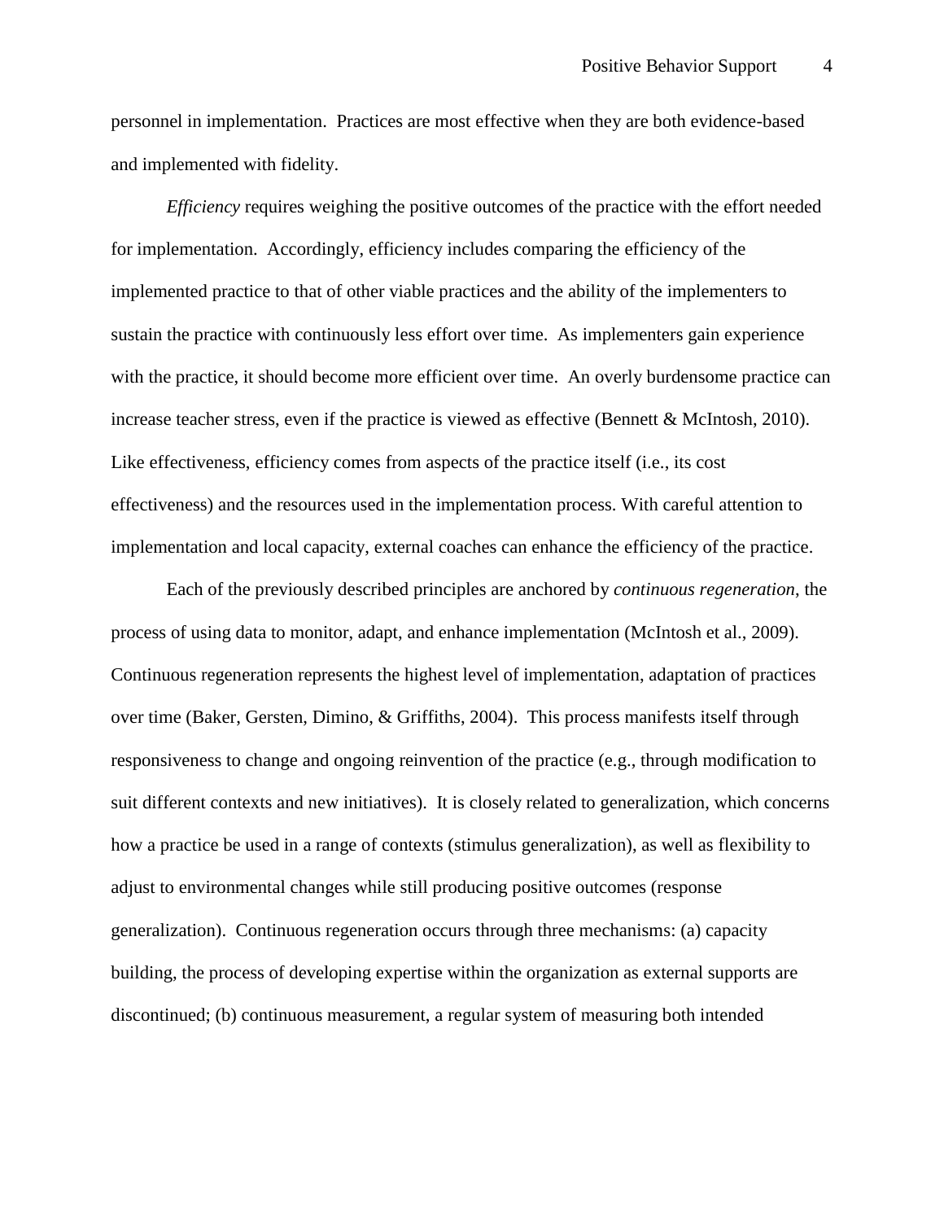personnel in implementation. Practices are most effective when they are both evidence-based and implemented with fidelity.

*Efficiency* requires weighing the positive outcomes of the practice with the effort needed for implementation. Accordingly, efficiency includes comparing the efficiency of the implemented practice to that of other viable practices and the ability of the implementers to sustain the practice with continuously less effort over time. As implementers gain experience with the practice, it should become more efficient over time. An overly burdensome practice can increase teacher stress, even if the practice is viewed as effective (Bennett & McIntosh, 2010). Like effectiveness, efficiency comes from aspects of the practice itself (i.e., its cost effectiveness) and the resources used in the implementation process. With careful attention to implementation and local capacity, external coaches can enhance the efficiency of the practice.

Each of the previously described principles are anchored by *continuous regeneration*, the process of using data to monitor, adapt, and enhance implementation (McIntosh et al., 2009). Continuous regeneration represents the highest level of implementation, adaptation of practices over time (Baker, Gersten, Dimino, & Griffiths, 2004). This process manifests itself through responsiveness to change and ongoing reinvention of the practice (e.g., through modification to suit different contexts and new initiatives). It is closely related to generalization, which concerns how a practice be used in a range of contexts (stimulus generalization), as well as flexibility to adjust to environmental changes while still producing positive outcomes (response generalization). Continuous regeneration occurs through three mechanisms: (a) capacity building, the process of developing expertise within the organization as external supports are discontinued; (b) continuous measurement, a regular system of measuring both intended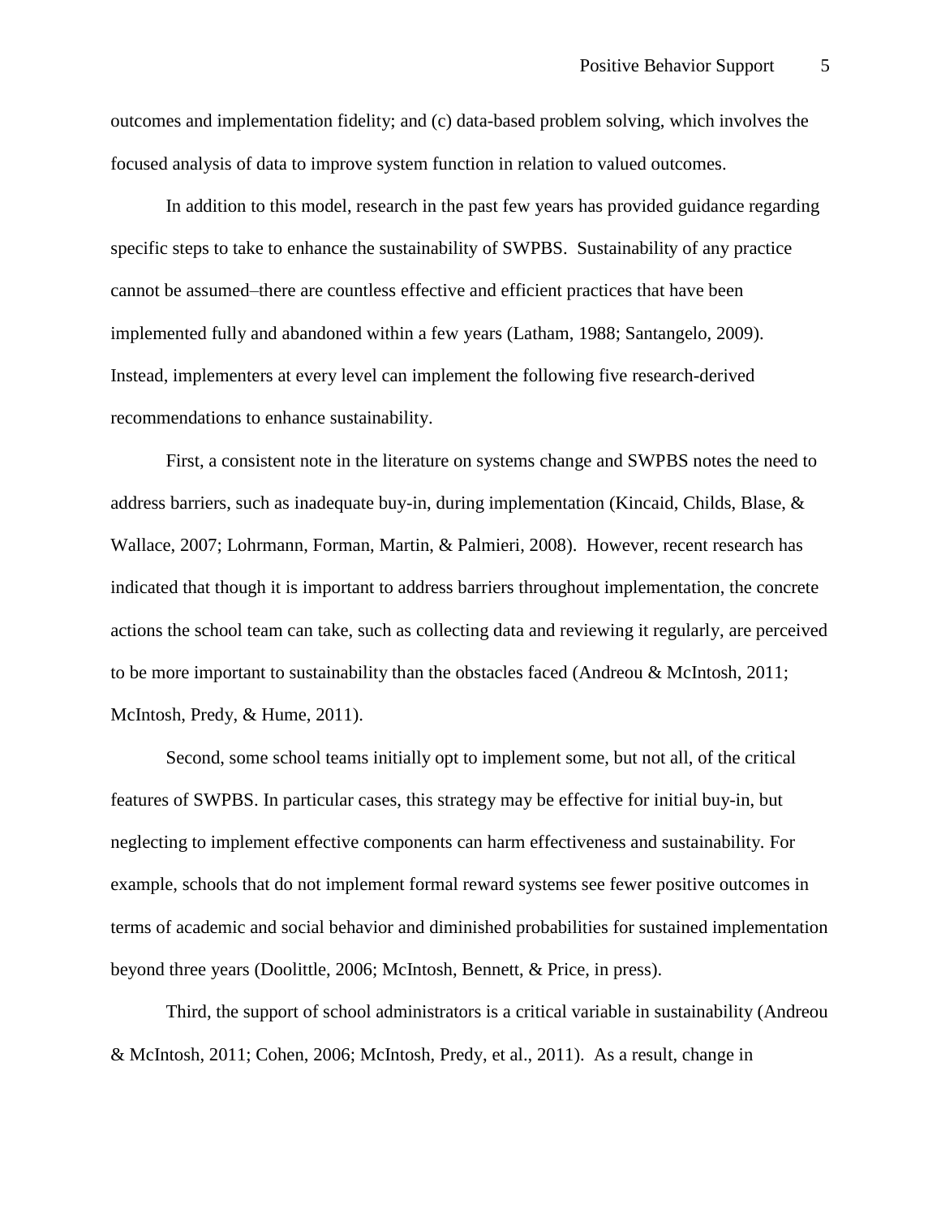outcomes and implementation fidelity; and (c) data-based problem solving, which involves the focused analysis of data to improve system function in relation to valued outcomes.

In addition to this model, research in the past few years has provided guidance regarding specific steps to take to enhance the sustainability of SWPBS. Sustainability of any practice cannot be assumed–there are countless effective and efficient practices that have been implemented fully and abandoned within a few years (Latham, 1988; Santangelo, 2009). Instead, implementers at every level can implement the following five research-derived recommendations to enhance sustainability.

First, a consistent note in the literature on systems change and SWPBS notes the need to address barriers, such as inadequate buy-in, during implementation (Kincaid, Childs, Blase, & Wallace, 2007; Lohrmann, Forman, Martin, & Palmieri, 2008). However, recent research has indicated that though it is important to address barriers throughout implementation, the concrete actions the school team can take, such as collecting data and reviewing it regularly, are perceived to be more important to sustainability than the obstacles faced (Andreou & McIntosh, 2011; McIntosh, Predy, & Hume, 2011).

Second, some school teams initially opt to implement some, but not all, of the critical features of SWPBS. In particular cases, this strategy may be effective for initial buy-in, but neglecting to implement effective components can harm effectiveness and sustainability. For example, schools that do not implement formal reward systems see fewer positive outcomes in terms of academic and social behavior and diminished probabilities for sustained implementation beyond three years (Doolittle, 2006; McIntosh, Bennett, & Price, in press).

Third, the support of school administrators is a critical variable in sustainability (Andreou & McIntosh, 2011; Cohen, 2006; McIntosh, Predy, et al., 2011). As a result, change in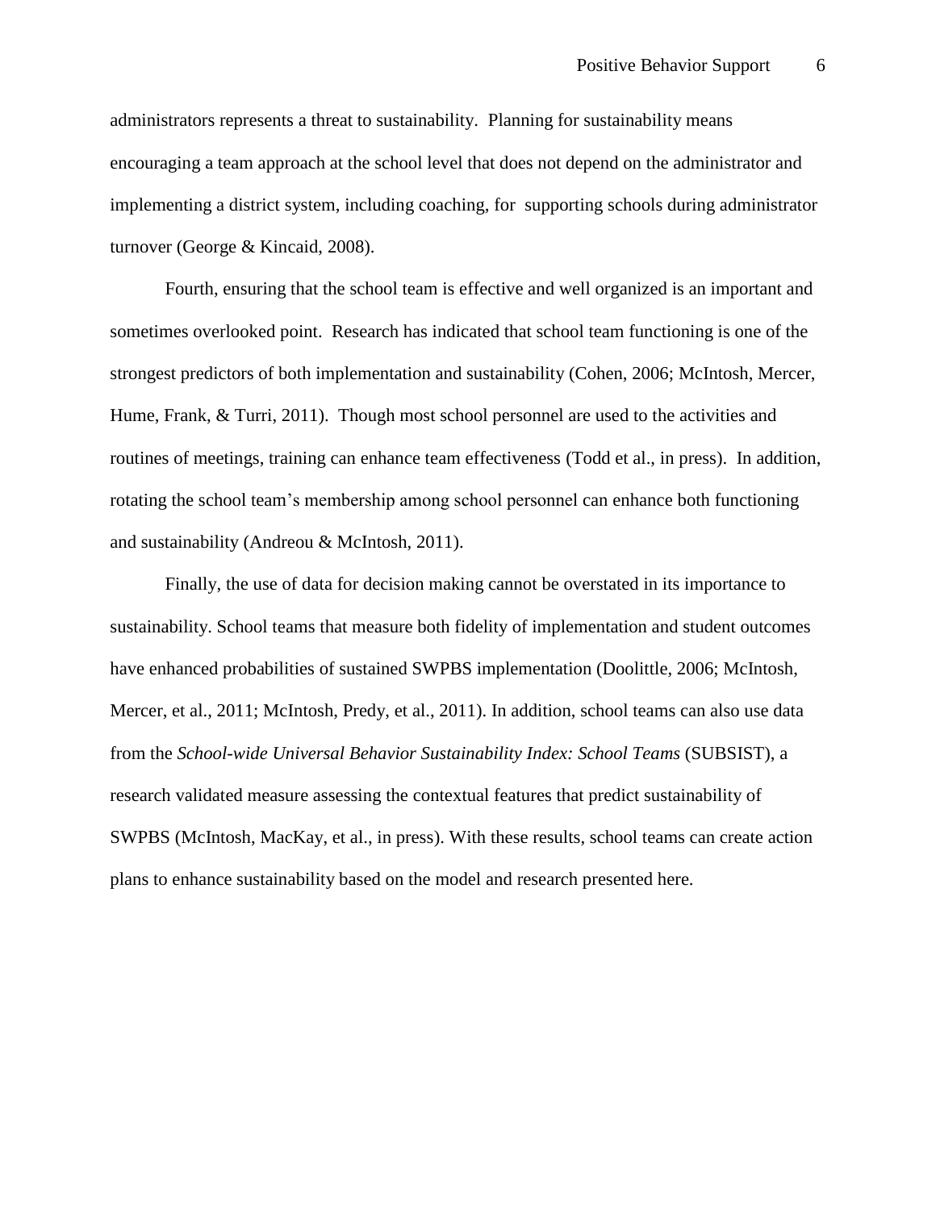administrators represents a threat to sustainability. Planning for sustainability means encouraging a team approach at the school level that does not depend on the administrator and implementing a district system, including coaching, for supporting schools during administrator turnover (George & Kincaid, 2008).

Fourth, ensuring that the school team is effective and well organized is an important and sometimes overlooked point. Research has indicated that school team functioning is one of the strongest predictors of both implementation and sustainability (Cohen, 2006; McIntosh, Mercer, Hume, Frank, & Turri, 2011). Though most school personnel are used to the activities and routines of meetings, training can enhance team effectiveness (Todd et al., in press). In addition, rotating the school team's membership among school personnel can enhance both functioning and sustainability (Andreou & McIntosh, 2011).

Finally, the use of data for decision making cannot be overstated in its importance to sustainability. School teams that measure both fidelity of implementation and student outcomes have enhanced probabilities of sustained SWPBS implementation (Doolittle, 2006; McIntosh, Mercer, et al., 2011; McIntosh, Predy, et al., 2011). In addition, school teams can also use data from the *School-wide Universal Behavior Sustainability Index: School Teams* (SUBSIST), a research validated measure assessing the contextual features that predict sustainability of SWPBS (McIntosh, MacKay, et al., in press). With these results, school teams can create action plans to enhance sustainability based on the model and research presented here.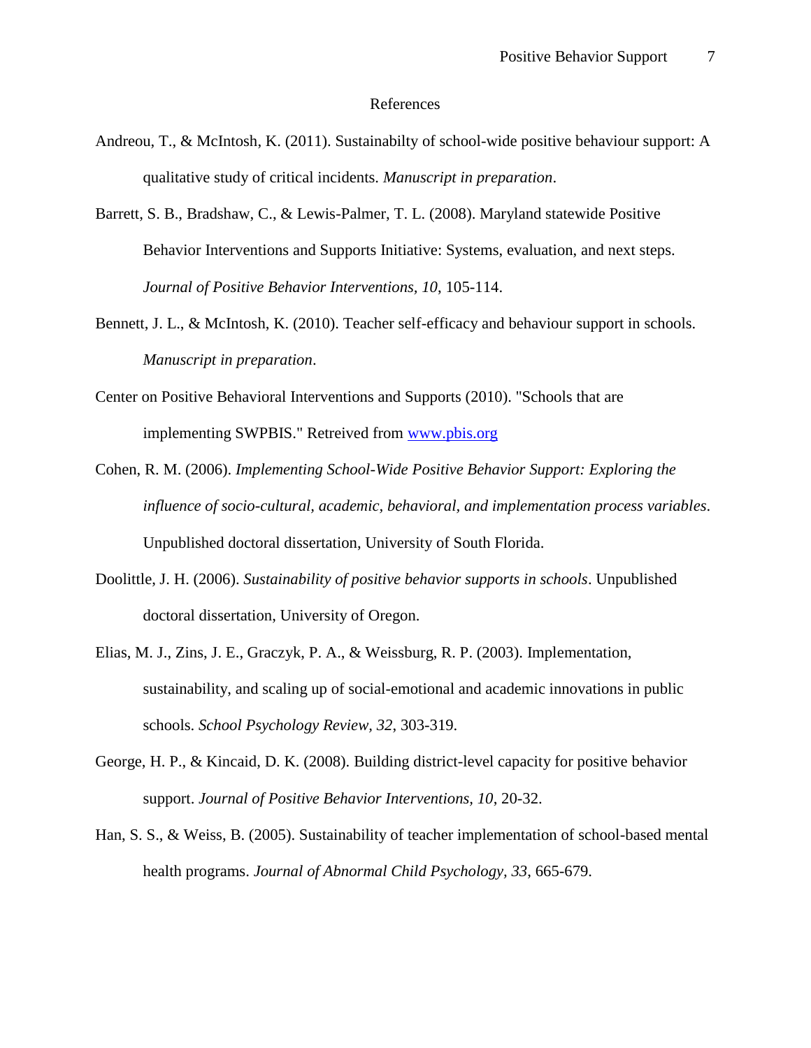## References

Andreou, T., & McIntosh, K. (2011). Sustainabilty of school-wide positive behaviour support: A qualitative study of critical incidents. *Manuscript in preparation*.

Barrett, S. B., Bradshaw, C., & Lewis-Palmer, T. L. (2008). Maryland statewide Positive Behavior Interventions and Supports Initiative: Systems, evaluation, and next steps. *Journal of Positive Behavior Interventions, 10*, 105-114.

Bennett, J. L., & McIntosh, K. (2010). Teacher self-efficacy and behaviour support in schools. *Manuscript in preparation*.

Center on Positive Behavioral Interventions and Supports (2010). "Schools that are implementing SWPBIS." Retreived from www.pbis.org

Cohen, R. M. (2006). *Implementing School-Wide Positive Behavior Support: Exploring the influence of socio-cultural, academic, behavioral, and implementation process variables*. Unpublished doctoral dissertation, University of South Florida.

Doolittle, J. H. (2006). *Sustainability of positive behavior supports in schools*. Unpublished doctoral dissertation, University of Oregon.

Elias, M. J., Zins, J. E., Graczyk, P. A., & Weissburg, R. P. (2003). Implementation, sustainability, and scaling up of social-emotional and academic innovations in public schools. *School Psychology Review, 32*, 303-319.

George, H. P., & Kincaid, D. K. (2008). Building district-level capacity for positive behavior support. *Journal of Positive Behavior Interventions, 10*, 20-32.

Han, S. S., & Weiss, B. (2005). Sustainability of teacher implementation of school-based mental health programs. *Journal of Abnormal Child Psychology, 33*, 665-679.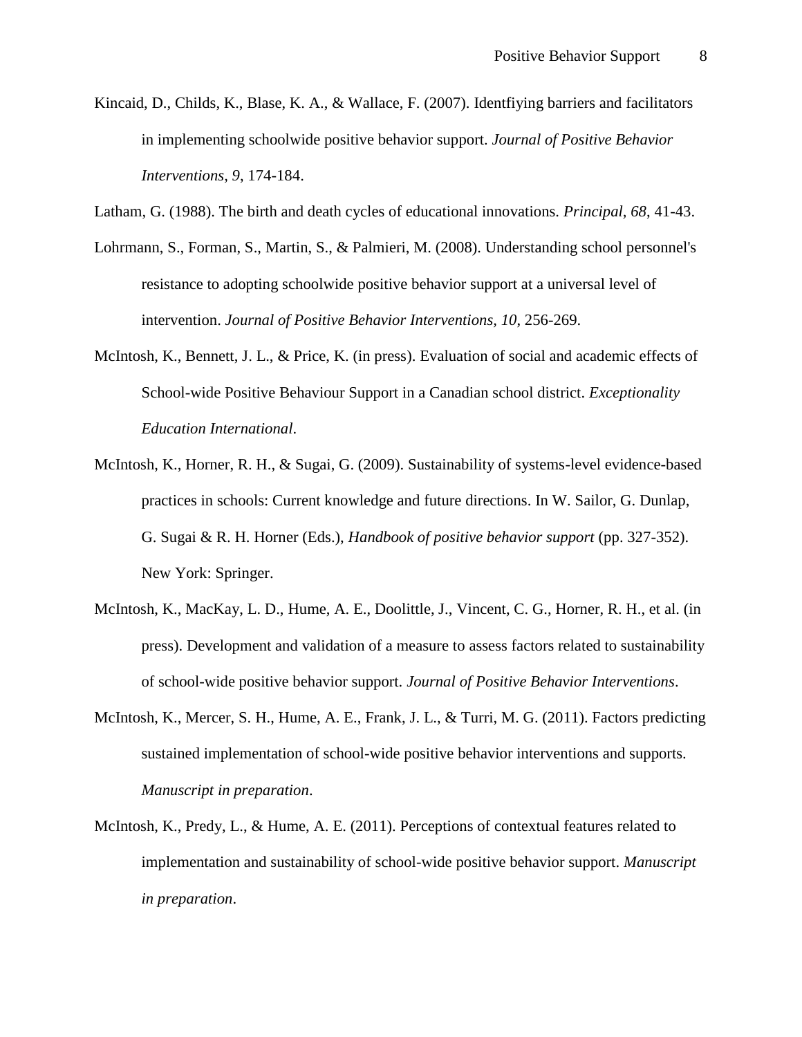Kincaid, D., Childs, K., Blase, K. A., & Wallace, F. (2007). Identfiying barriers and facilitators in implementing schoolwide positive behavior support. *Journal of Positive Behavior Interventions, 9*, 174-184.

Latham, G. (1988). The birth and death cycles of educational innovations. *Principal, 68*, 41-43.

Lohrmann, S., Forman, S., Martin, S., & Palmieri, M. (2008). Understanding school personnel's resistance to adopting schoolwide positive behavior support at a universal level of intervention. *Journal of Positive Behavior Interventions, 10*, 256-269.

McIntosh, K., Bennett, J. L., & Price, K. (in press). Evaluation of social and academic effects of School-wide Positive Behaviour Support in a Canadian school district. *Exceptionality Education International*.

McIntosh, K., Horner, R. H., & Sugai, G. (2009). Sustainability of systems-level evidence-based practices in schools: Current knowledge and future directions. In W. Sailor, G. Dunlap, G. Sugai & R. H. Horner (Eds.), *Handbook of positive behavior support* (pp. 327-352). New York: Springer.

McIntosh, K., MacKay, L. D., Hume, A. E., Doolittle, J., Vincent, C. G., Horner, R. H., et al. (in press). Development and validation of a measure to assess factors related to sustainability of school-wide positive behavior support. *Journal of Positive Behavior Interventions*.

McIntosh, K., Mercer, S. H., Hume, A. E., Frank, J. L., & Turri, M. G. (2011). Factors predicting sustained implementation of school-wide positive behavior interventions and supports. *Manuscript in preparation*.

McIntosh, K., Predy, L., & Hume, A. E. (2011). Perceptions of contextual features related to implementation and sustainability of school-wide positive behavior support. *Manuscript in preparation*.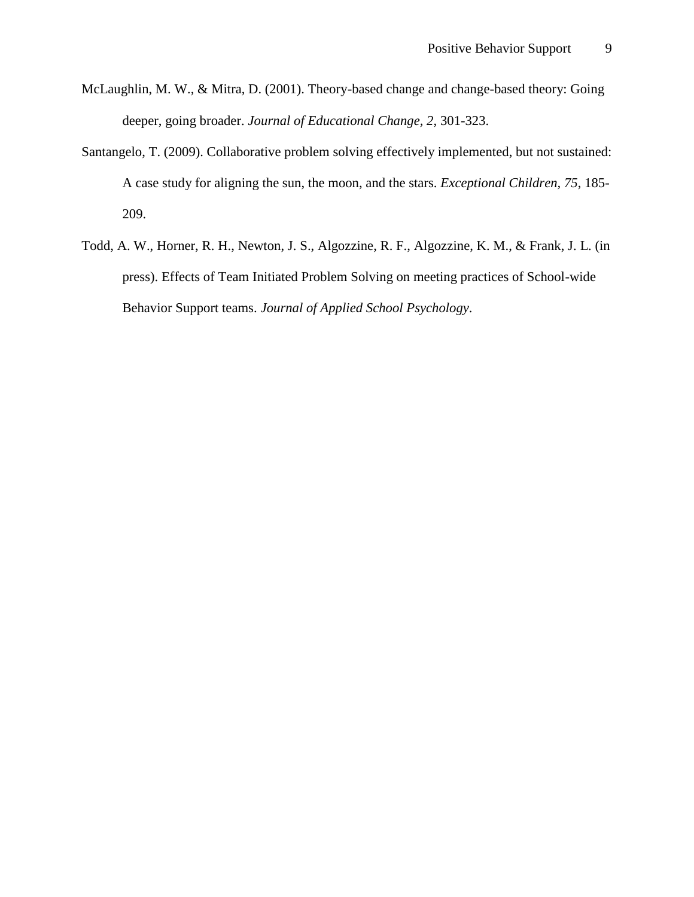McLaughlin, M. W., & Mitra, D. (2001). Theory-based change and change-based theory: Going deeper, going broader. *Journal of Educational Change, 2,* 301-323.

Santangelo, T. (2009). Collaborative problem solving effectively implemented, but not sustained: A case study for aligning the sun, the moon, and the stars. *Exceptional Children, 75*, 185-209.

Todd, A. W., Horner, R. H., Newton, J. S., Algozzine, R. F., Algozzine, K. M., & Frank, J. L. (in press). Effects of Team Initiated Problem Solving on meeting practices of School-wide Behavior Support teams. *Journal of Applied School Psychology*.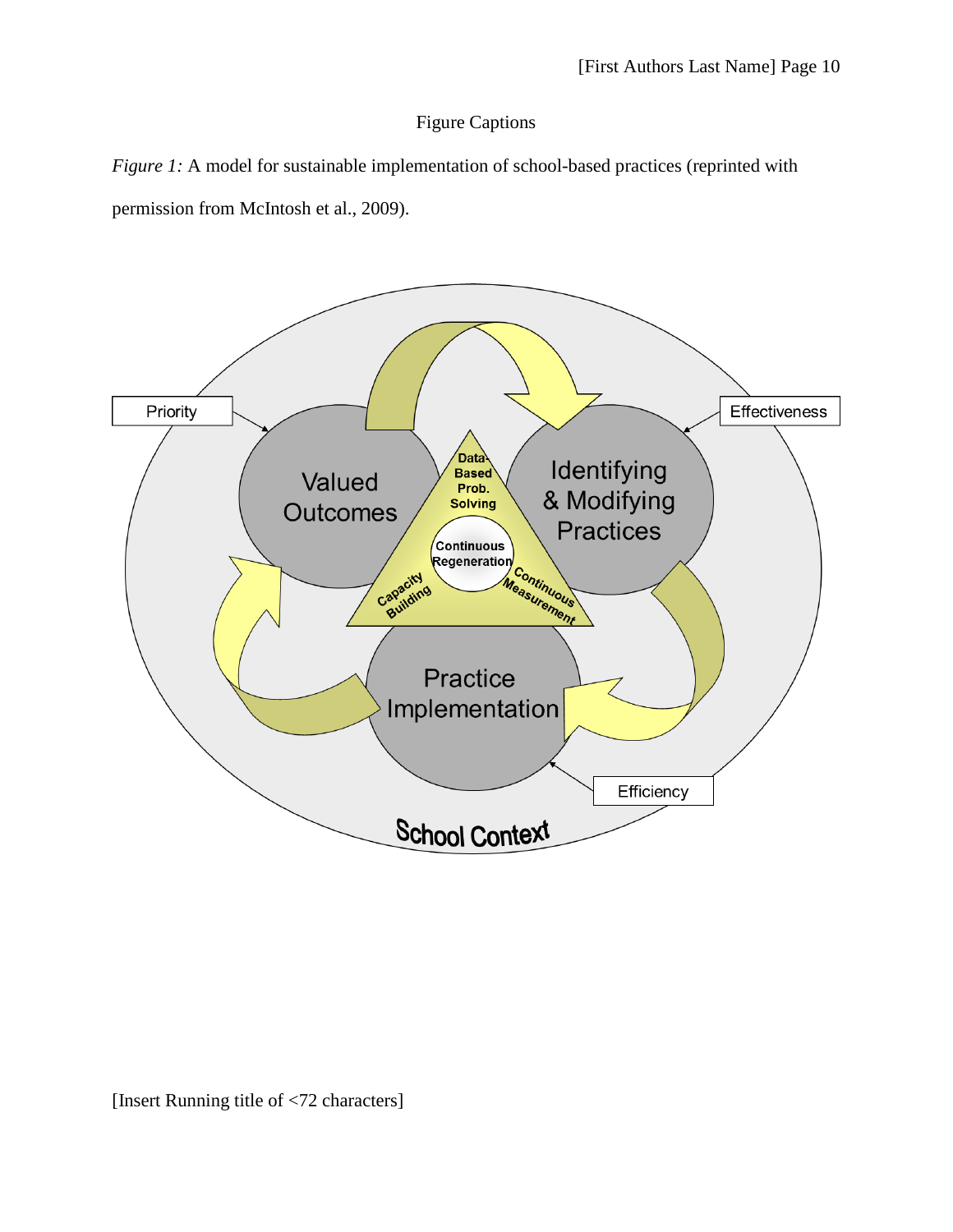Figure Captions

*Figure 1:* A model for sustainable implementation of school-based practices (reprinted with permission from McIntosh et al., 2009).

Priority

Effectiveness

Valued Outcomes

Identifying & Modifying Practices

Data-Based Prob. Solving

Continuous Regeneration

Capacity Building

Continuous Measurement

Practice Implementation

Efficiency

School Context

[Insert Running title of <72 characters]